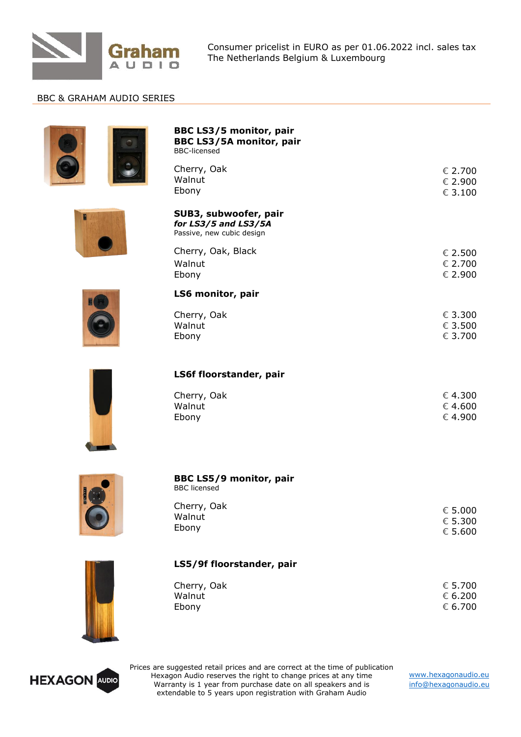Graham AUDIO

Consumer pricelist in EURO as per 01.06.2022 incl. sales tax
The Netherlands Belgium & Luxembourg

## BBC & GRAHAM AUDIO SERIES

**BBC LS3/5 monitor, pair**
**BBC LS3/5A monitor, pair**
BBC-licensed

| | |
|---|---|
| Cherry, Oak | € 2.700 |
| Walnut | € 2.900 |
| Ebony | € 3.100 |

**SUB3, subwoofer, pair**
***for LS3/5 and LS3/5A***
Passive, new cubic design

| | |
|---|---|
| Cherry, Oak, Black | € 2.500 |
| Walnut | € 2.700 |
| Ebony | € 2.900 |

**LS6 monitor, pair**

| | |
|---|---|
| Cherry, Oak | € 3.300 |
| Walnut | € 3.500 |
| Ebony | € 3.700 |

**LS6f floorstander, pair**

| | |
|---|---|
| Cherry, Oak | € 4.300 |
| Walnut | € 4.600 |
| Ebony | € 4.900 |

**BBC LS5/9 monitor, pair**
BBC licensed

| | |
|---|---|
| Cherry, Oak | € 5.000 |
| Walnut | € 5.300 |
| Ebony | € 5.600 |

**LS5/9f floorstander, pair**

| | |
|---|---|
| Cherry, Oak | € 5.700 |
| Walnut | € 6.200 |
| Ebony | € 6.700 |

HEXAGON AUDIO

Prices are suggested retail prices and are correct at the time of publication
Hexagon Audio reserves the right to change prices at any time
Warranty is 1 year from purchase date on all speakers and is extendable to 5 years upon registration with Graham Audio

www.hexagonaudio.eu
info@hexagonaudio.eu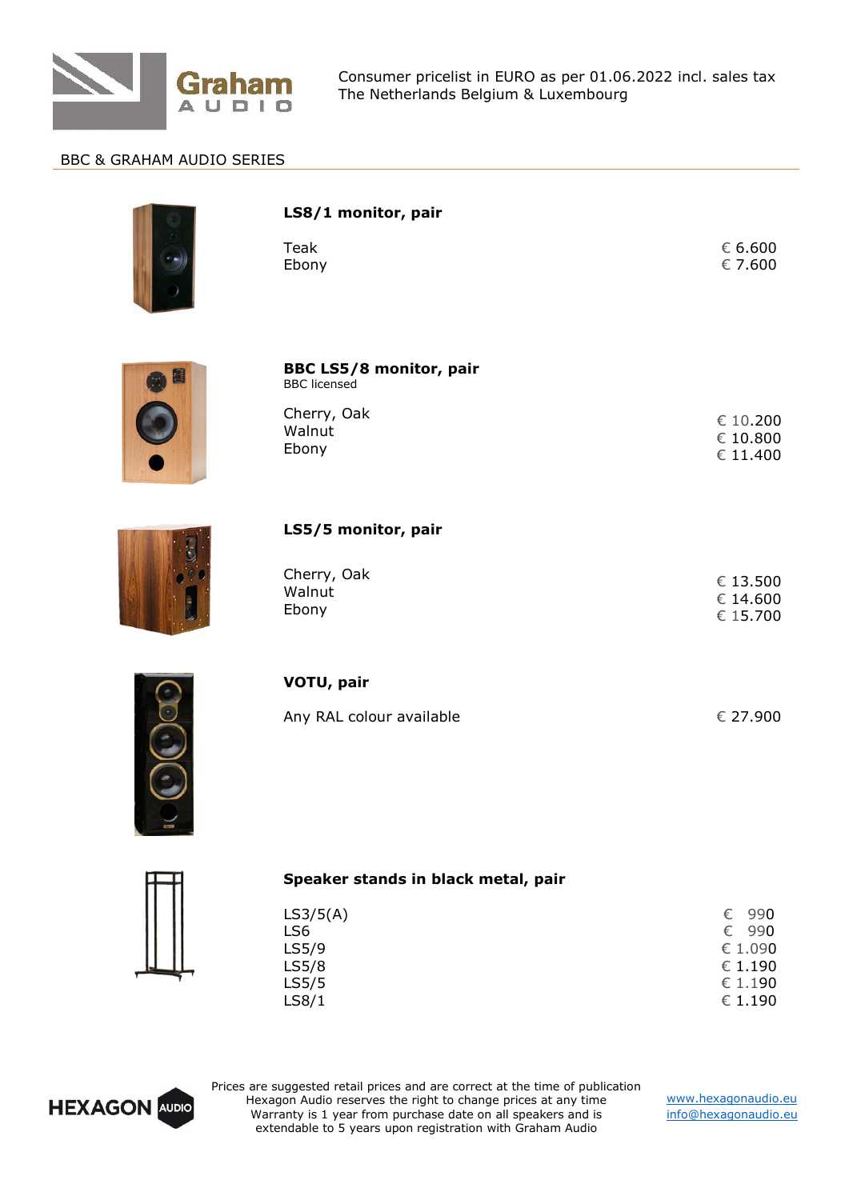Consumer pricelist in EURO as per 01.06.2022 incl. sales tax
The Netherlands Belgium & Luxembourg

## BBC & GRAHAM AUDIO SERIES

### LS8/1 monitor, pair

| | |
|---|---|
| Teak | € 6.600 |
| Ebony | € 7.600 |

### BBC LS5/8 monitor, pair

BBC licensed

| | |
|---|---|
| Cherry, Oak | € 10.200 |
| Walnut | € 10.800 |
| Ebony | € 11.400 |

### LS5/5 monitor, pair

| | |
|---|---|
| Cherry, Oak | € 13.500 |
| Walnut | € 14.600 |
| Ebony | € 15.700 |

### VOTU, pair

| | |
|---|---|
| Any RAL colour available | € 27.900 |

### Speaker stands in black metal, pair

| | |
|---|---|
| LS3/5(A) | € 990 |
| LS6 | € 990 |
| LS5/9 | € 1.090 |
| LS5/8 | € 1.190 |
| LS5/5 | € 1.190 |
| LS8/1 | € 1.190 |

HEXAGON AUDIO

Prices are suggested retail prices and are correct at the time of publication
Hexagon Audio reserves the right to change prices at any time
Warranty is 1 year from purchase date on all speakers and is extendable to 5 years upon registration with Graham Audio

www.hexagonaudio.eu
info@hexagonaudio.eu